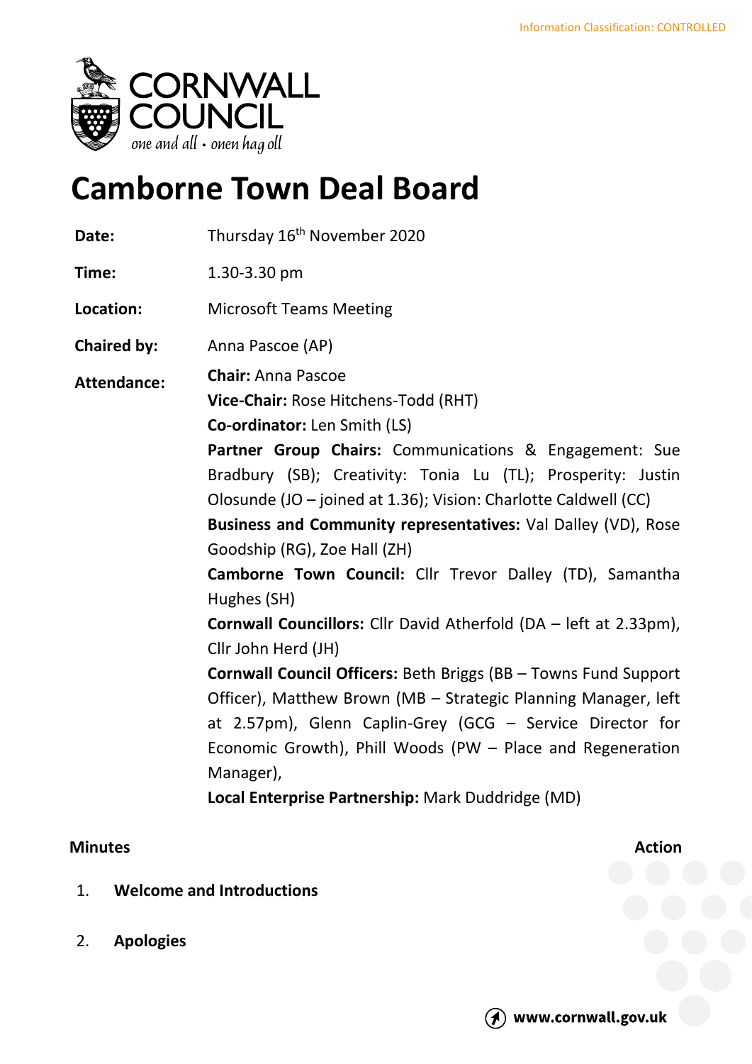Information Classification: CONTROLLED

# Camborne Town Deal Board

**Date:** Thursday 16th November 2020

**Time:** 1.30-3.30 pm

**Location:** Microsoft Teams Meeting

**Chaired by:** Anna Pascoe (AP)

**Attendance:**

**Chair:** Anna Pascoe
**Vice-Chair:** Rose Hitchens-Todd (RHT)
**Co-ordinator:** Len Smith (LS)
**Partner Group Chairs:** Communications & Engagement: Sue Bradbury (SB); Creativity: Tonia Lu (TL); Prosperity: Justin Olosunde (JO – joined at 1.36); Vision: Charlotte Caldwell (CC)
**Business and Community representatives:** Val Dalley (VD), Rose Goodship (RG), Zoe Hall (ZH)
**Camborne Town Council:** Cllr Trevor Dalley (TD), Samantha Hughes (SH)
**Cornwall Councillors:** Cllr David Atherfold (DA – left at 2.33pm), Cllr John Herd (JH)
**Cornwall Council Officers:** Beth Briggs (BB – Towns Fund Support Officer), Matthew Brown (MB – Strategic Planning Manager, left at 2.57pm), Glenn Caplin-Grey (GCG – Service Director for Economic Growth), Phill Woods (PW – Place and Regeneration Manager),
**Local Enterprise Partnership:** Mark Duddridge (MD)

**Minutes** **Action**

1. **Welcome and Introductions**

2. **Apologies**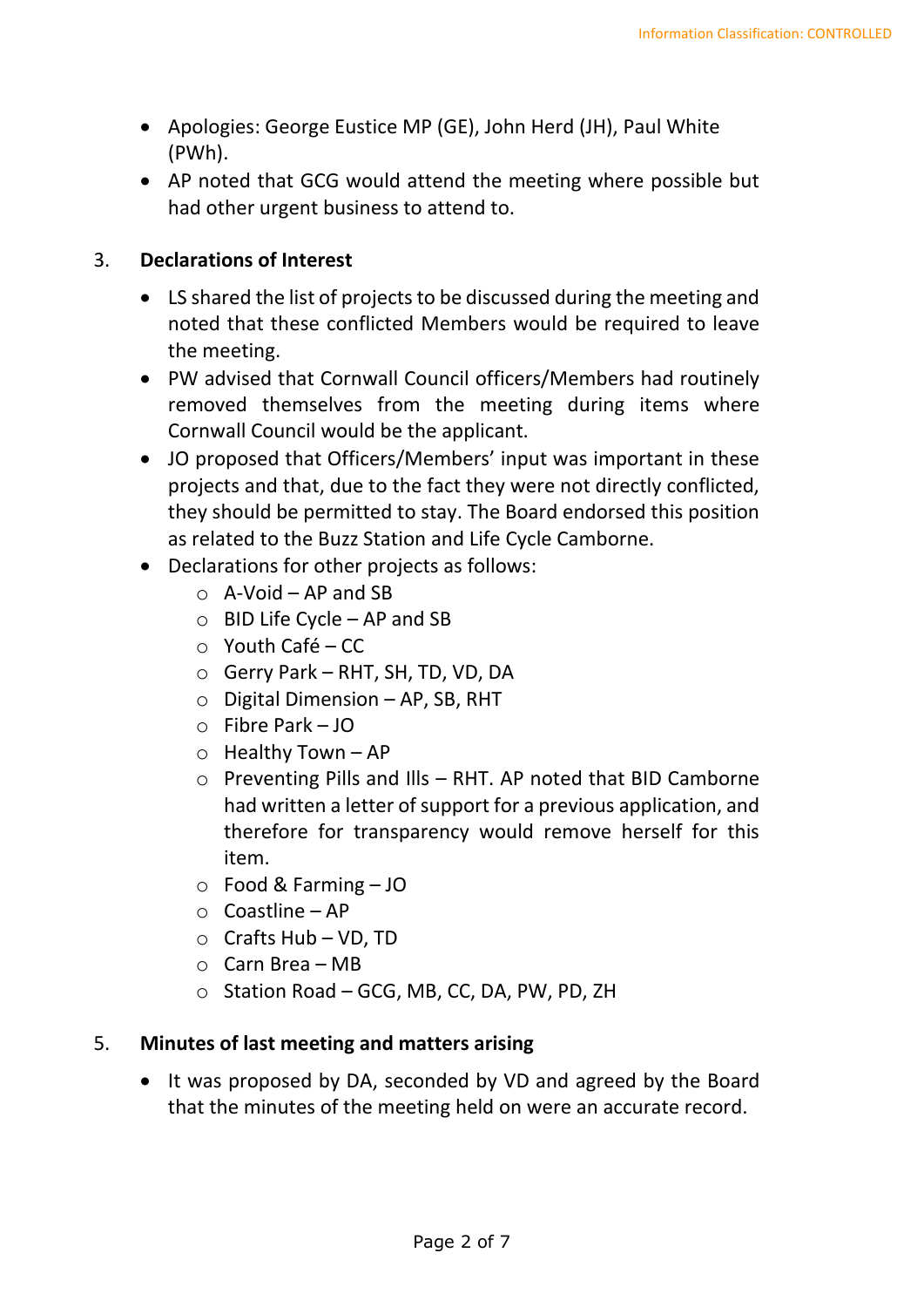- Apologies: George Eustice MP (GE), John Herd (JH), Paul White (PWh).
- AP noted that GCG would attend the meeting where possible but had other urgent business to attend to.

3. **Declarations of Interest**

- LS shared the list of projects to be discussed during the meeting and noted that these conflicted Members would be required to leave the meeting.
- PW advised that Cornwall Council officers/Members had routinely removed themselves from the meeting during items where Cornwall Council would be the applicant.
- JO proposed that Officers/Members' input was important in these projects and that, due to the fact they were not directly conflicted, they should be permitted to stay. The Board endorsed this position as related to the Buzz Station and Life Cycle Camborne.
- Declarations for other projects as follows:
  - A-Void – AP and SB
  - BID Life Cycle – AP and SB
  - Youth Café – CC
  - Gerry Park – RHT, SH, TD, VD, DA
  - Digital Dimension – AP, SB, RHT
  - Fibre Park – JO
  - Healthy Town – AP
  - Preventing Pills and Ills – RHT. AP noted that BID Camborne had written a letter of support for a previous application, and therefore for transparency would remove herself for this item.
  - Food & Farming – JO
  - Coastline – AP
  - Crafts Hub – VD, TD
  - Carn Brea – MB
  - Station Road – GCG, MB, CC, DA, PW, PD, ZH

5. **Minutes of last meeting and matters arising**

- It was proposed by DA, seconded by VD and agreed by the Board that the minutes of the meeting held on were an accurate record.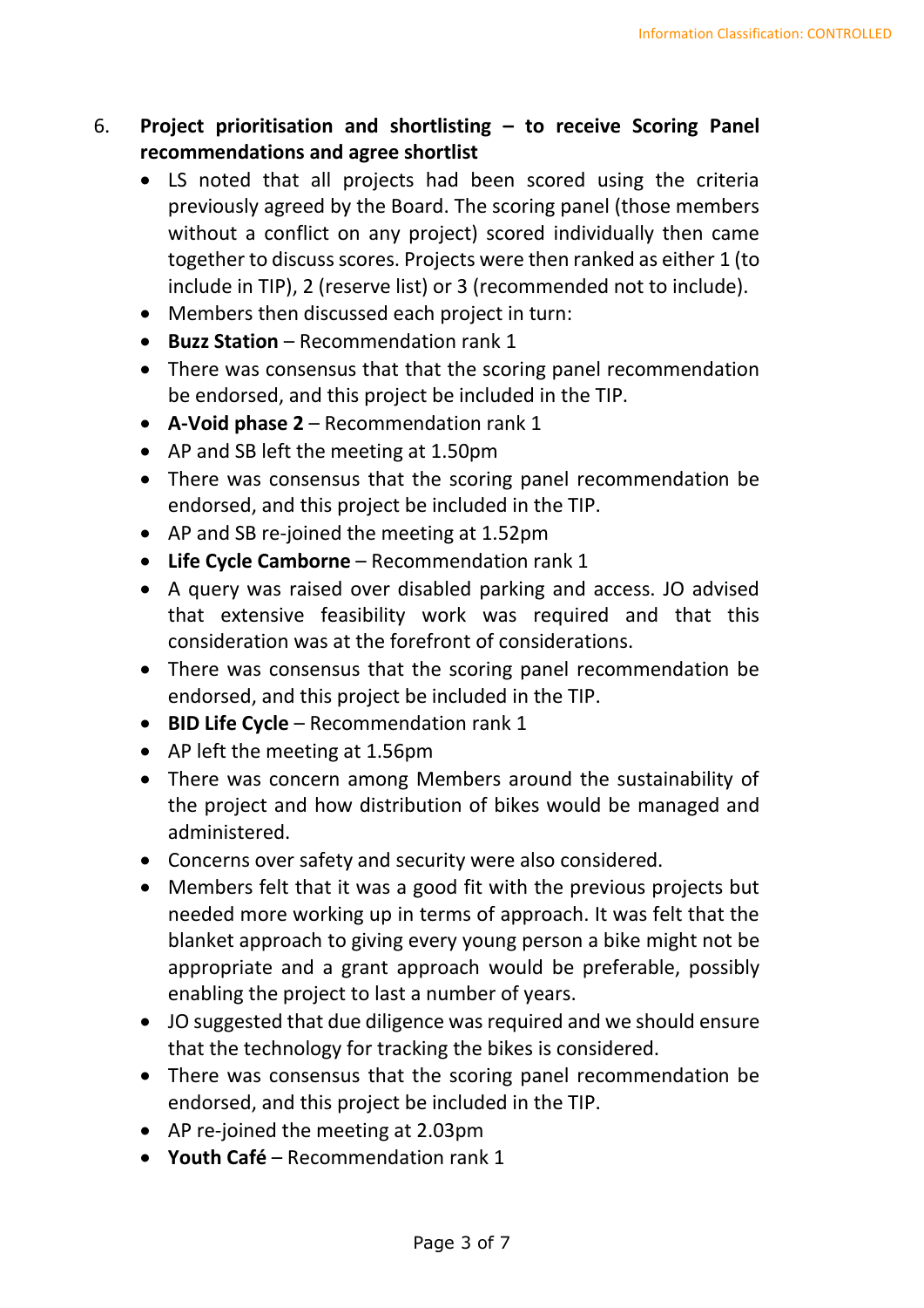6. **Project prioritisation and shortlisting – to receive Scoring Panel recommendations and agree shortlist**
   - LS noted that all projects had been scored using the criteria previously agreed by the Board. The scoring panel (those members without a conflict on any project) scored individually then came together to discuss scores. Projects were then ranked as either 1 (to include in TIP), 2 (reserve list) or 3 (recommended not to include).
   - Members then discussed each project in turn:
   - **Buzz Station** – Recommendation rank 1
   - There was consensus that that the scoring panel recommendation be endorsed, and this project be included in the TIP.
   - **A-Void phase 2** – Recommendation rank 1
   - AP and SB left the meeting at 1.50pm
   - There was consensus that the scoring panel recommendation be endorsed, and this project be included in the TIP.
   - AP and SB re-joined the meeting at 1.52pm
   - **Life Cycle Camborne** – Recommendation rank 1
   - A query was raised over disabled parking and access. JO advised that extensive feasibility work was required and that this consideration was at the forefront of considerations.
   - There was consensus that the scoring panel recommendation be endorsed, and this project be included in the TIP.
   - **BID Life Cycle** – Recommendation rank 1
   - AP left the meeting at 1.56pm
   - There was concern among Members around the sustainability of the project and how distribution of bikes would be managed and administered.
   - Concerns over safety and security were also considered.
   - Members felt that it was a good fit with the previous projects but needed more working up in terms of approach. It was felt that the blanket approach to giving every young person a bike might not be appropriate and a grant approach would be preferable, possibly enabling the project to last a number of years.
   - JO suggested that due diligence was required and we should ensure that the technology for tracking the bikes is considered.
   - There was consensus that the scoring panel recommendation be endorsed, and this project be included in the TIP.
   - AP re-joined the meeting at 2.03pm
   - **Youth Café** – Recommendation rank 1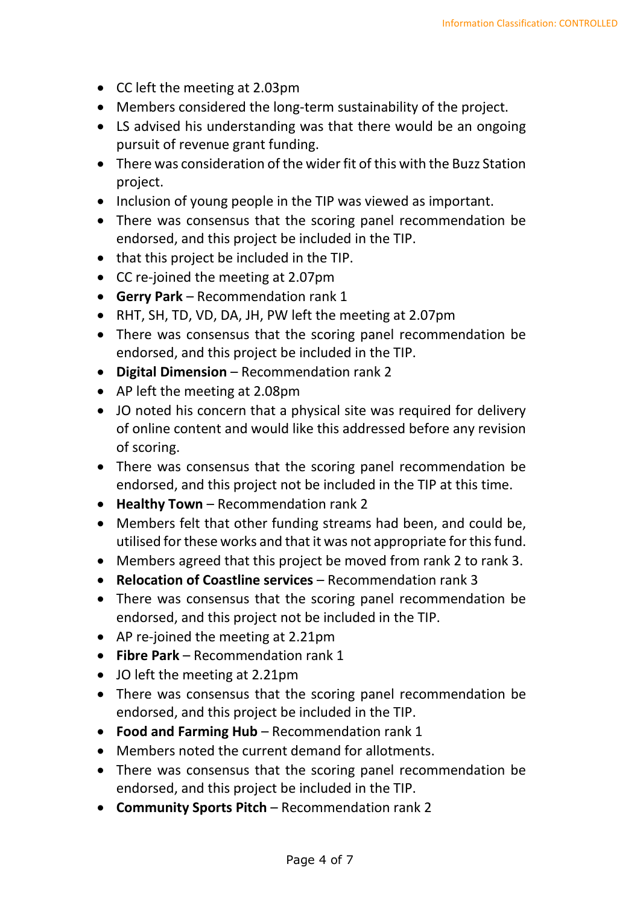- CC left the meeting at 2.03pm
- Members considered the long-term sustainability of the project.
- LS advised his understanding was that there would be an ongoing pursuit of revenue grant funding.
- There was consideration of the wider fit of this with the Buzz Station project.
- Inclusion of young people in the TIP was viewed as important.
- There was consensus that the scoring panel recommendation be endorsed, and this project be included in the TIP.
- that this project be included in the TIP.
- CC re-joined the meeting at 2.07pm
- **Gerry Park** – Recommendation rank 1
- RHT, SH, TD, VD, DA, JH, PW left the meeting at 2.07pm
- There was consensus that the scoring panel recommendation be endorsed, and this project be included in the TIP.
- **Digital Dimension** – Recommendation rank 2
- AP left the meeting at 2.08pm
- JO noted his concern that a physical site was required for delivery of online content and would like this addressed before any revision of scoring.
- There was consensus that the scoring panel recommendation be endorsed, and this project not be included in the TIP at this time.
- **Healthy Town** – Recommendation rank 2
- Members felt that other funding streams had been, and could be, utilised for these works and that it was not appropriate for this fund.
- Members agreed that this project be moved from rank 2 to rank 3.
- **Relocation of Coastline services** – Recommendation rank 3
- There was consensus that the scoring panel recommendation be endorsed, and this project not be included in the TIP.
- AP re-joined the meeting at 2.21pm
- **Fibre Park** – Recommendation rank 1
- JO left the meeting at 2.21pm
- There was consensus that the scoring panel recommendation be endorsed, and this project be included in the TIP.
- **Food and Farming Hub** – Recommendation rank 1
- Members noted the current demand for allotments.
- There was consensus that the scoring panel recommendation be endorsed, and this project be included in the TIP.
- **Community Sports Pitch** – Recommendation rank 2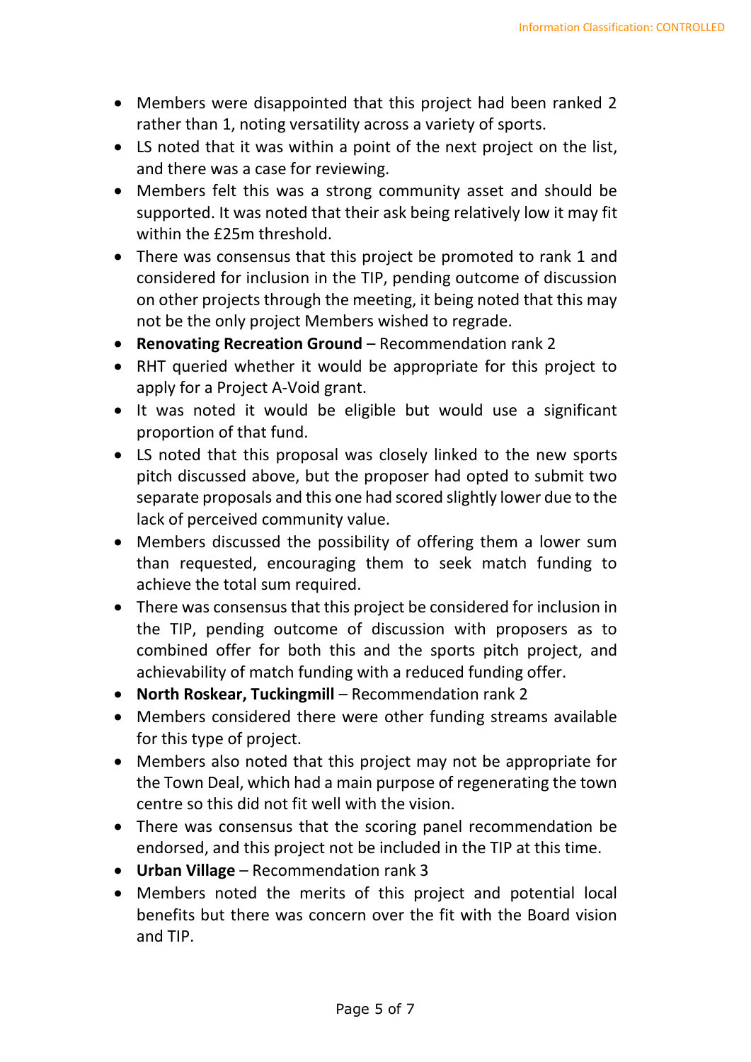- Members were disappointed that this project had been ranked 2 rather than 1, noting versatility across a variety of sports.
- LS noted that it was within a point of the next project on the list, and there was a case for reviewing.
- Members felt this was a strong community asset and should be supported. It was noted that their ask being relatively low it may fit within the £25m threshold.
- There was consensus that this project be promoted to rank 1 and considered for inclusion in the TIP, pending outcome of discussion on other projects through the meeting, it being noted that this may not be the only project Members wished to regrade.
- **Renovating Recreation Ground** – Recommendation rank 2
- RHT queried whether it would be appropriate for this project to apply for a Project A-Void grant.
- It was noted it would be eligible but would use a significant proportion of that fund.
- LS noted that this proposal was closely linked to the new sports pitch discussed above, but the proposer had opted to submit two separate proposals and this one had scored slightly lower due to the lack of perceived community value.
- Members discussed the possibility of offering them a lower sum than requested, encouraging them to seek match funding to achieve the total sum required.
- There was consensus that this project be considered for inclusion in the TIP, pending outcome of discussion with proposers as to combined offer for both this and the sports pitch project, and achievability of match funding with a reduced funding offer.
- **North Roskear, Tuckingmill** – Recommendation rank 2
- Members considered there were other funding streams available for this type of project.
- Members also noted that this project may not be appropriate for the Town Deal, which had a main purpose of regenerating the town centre so this did not fit well with the vision.
- There was consensus that the scoring panel recommendation be endorsed, and this project not be included in the TIP at this time.
- **Urban Village** – Recommendation rank 3
- Members noted the merits of this project and potential local benefits but there was concern over the fit with the Board vision and TIP.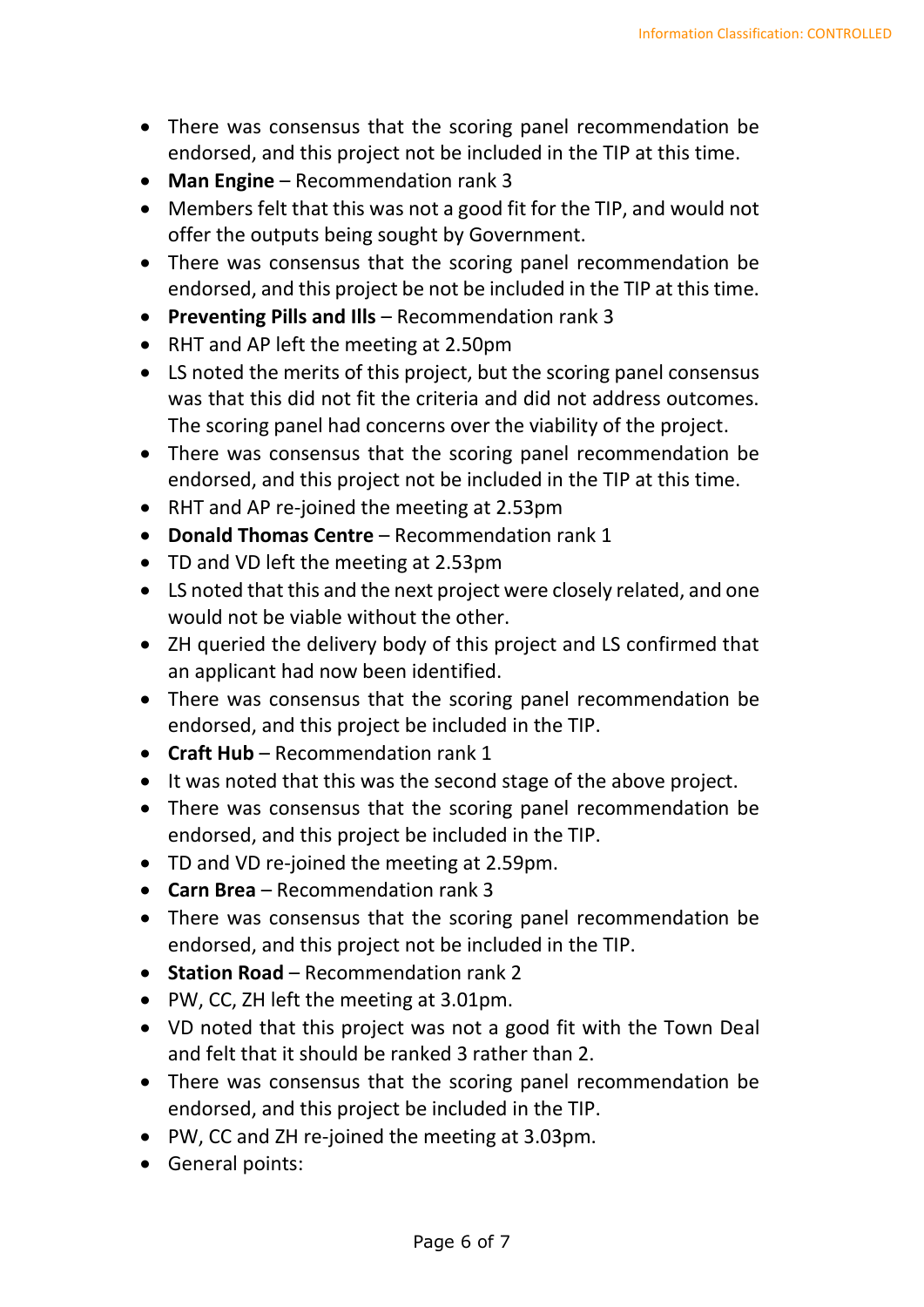- There was consensus that the scoring panel recommendation be endorsed, and this project not be included in the TIP at this time.
- **Man Engine** – Recommendation rank 3
- Members felt that this was not a good fit for the TIP, and would not offer the outputs being sought by Government.
- There was consensus that the scoring panel recommendation be endorsed, and this project be not be included in the TIP at this time.
- **Preventing Pills and Ills** – Recommendation rank 3
- RHT and AP left the meeting at 2.50pm
- LS noted the merits of this project, but the scoring panel consensus was that this did not fit the criteria and did not address outcomes. The scoring panel had concerns over the viability of the project.
- There was consensus that the scoring panel recommendation be endorsed, and this project not be included in the TIP at this time.
- RHT and AP re-joined the meeting at 2.53pm
- **Donald Thomas Centre** – Recommendation rank 1
- TD and VD left the meeting at 2.53pm
- LS noted that this and the next project were closely related, and one would not be viable without the other.
- ZH queried the delivery body of this project and LS confirmed that an applicant had now been identified.
- There was consensus that the scoring panel recommendation be endorsed, and this project be included in the TIP.
- **Craft Hub** – Recommendation rank 1
- It was noted that this was the second stage of the above project.
- There was consensus that the scoring panel recommendation be endorsed, and this project be included in the TIP.
- TD and VD re-joined the meeting at 2.59pm.
- **Carn Brea** – Recommendation rank 3
- There was consensus that the scoring panel recommendation be endorsed, and this project not be included in the TIP.
- **Station Road** – Recommendation rank 2
- PW, CC, ZH left the meeting at 3.01pm.
- VD noted that this project was not a good fit with the Town Deal and felt that it should be ranked 3 rather than 2.
- There was consensus that the scoring panel recommendation be endorsed, and this project be included in the TIP.
- PW, CC and ZH re-joined the meeting at 3.03pm.
- General points: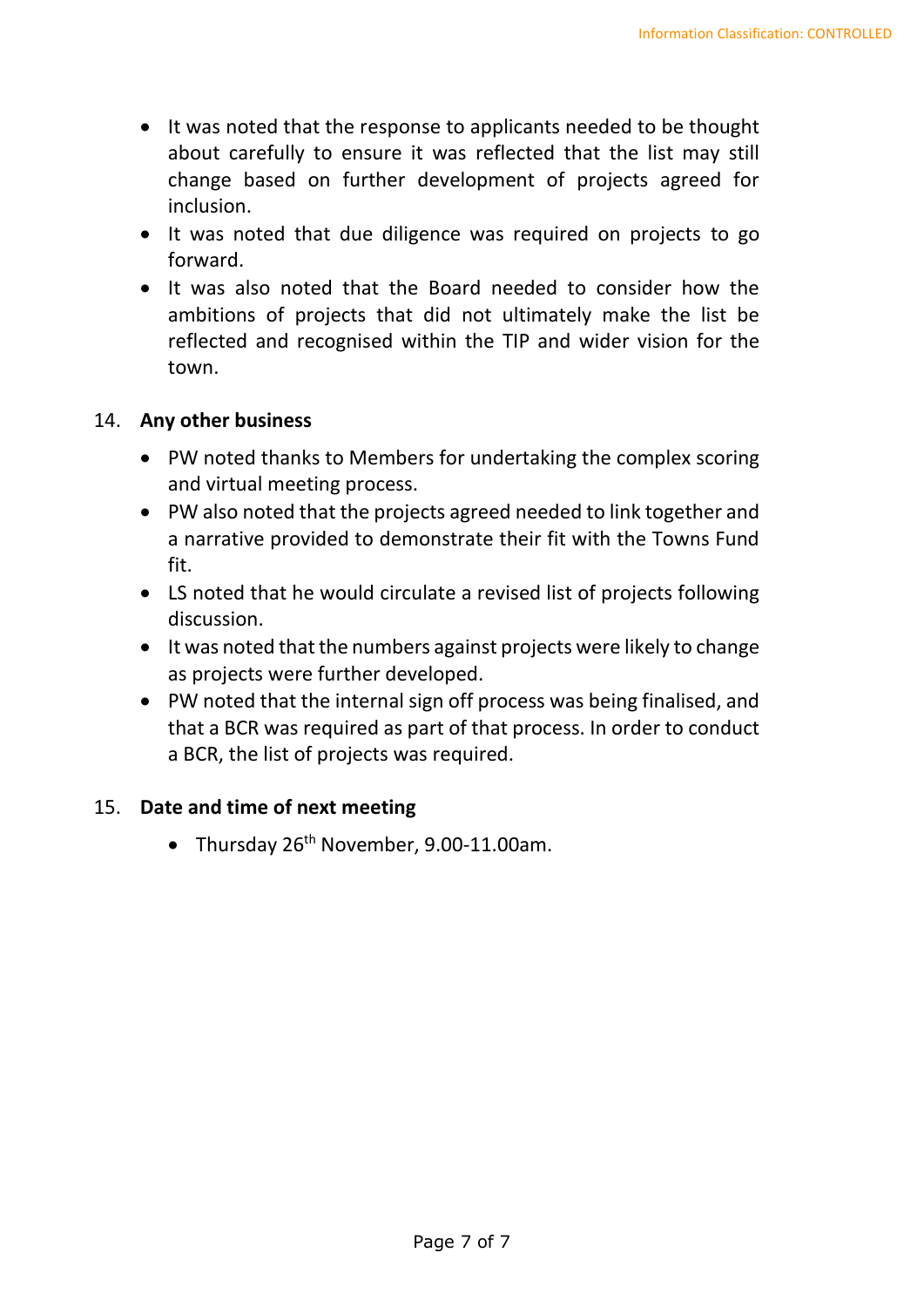- It was noted that the response to applicants needed to be thought about carefully to ensure it was reflected that the list may still change based on further development of projects agreed for inclusion.
- It was noted that due diligence was required on projects to go forward.
- It was also noted that the Board needed to consider how the ambitions of projects that did not ultimately make the list be reflected and recognised within the TIP and wider vision for the town.

14. **Any other business**

- PW noted thanks to Members for undertaking the complex scoring and virtual meeting process.
- PW also noted that the projects agreed needed to link together and a narrative provided to demonstrate their fit with the Towns Fund fit.
- LS noted that he would circulate a revised list of projects following discussion.
- It was noted that the numbers against projects were likely to change as projects were further developed.
- PW noted that the internal sign off process was being finalised, and that a BCR was required as part of that process. In order to conduct a BCR, the list of projects was required.

15. **Date and time of next meeting**

- Thursday 26th November, 9.00-11.00am.